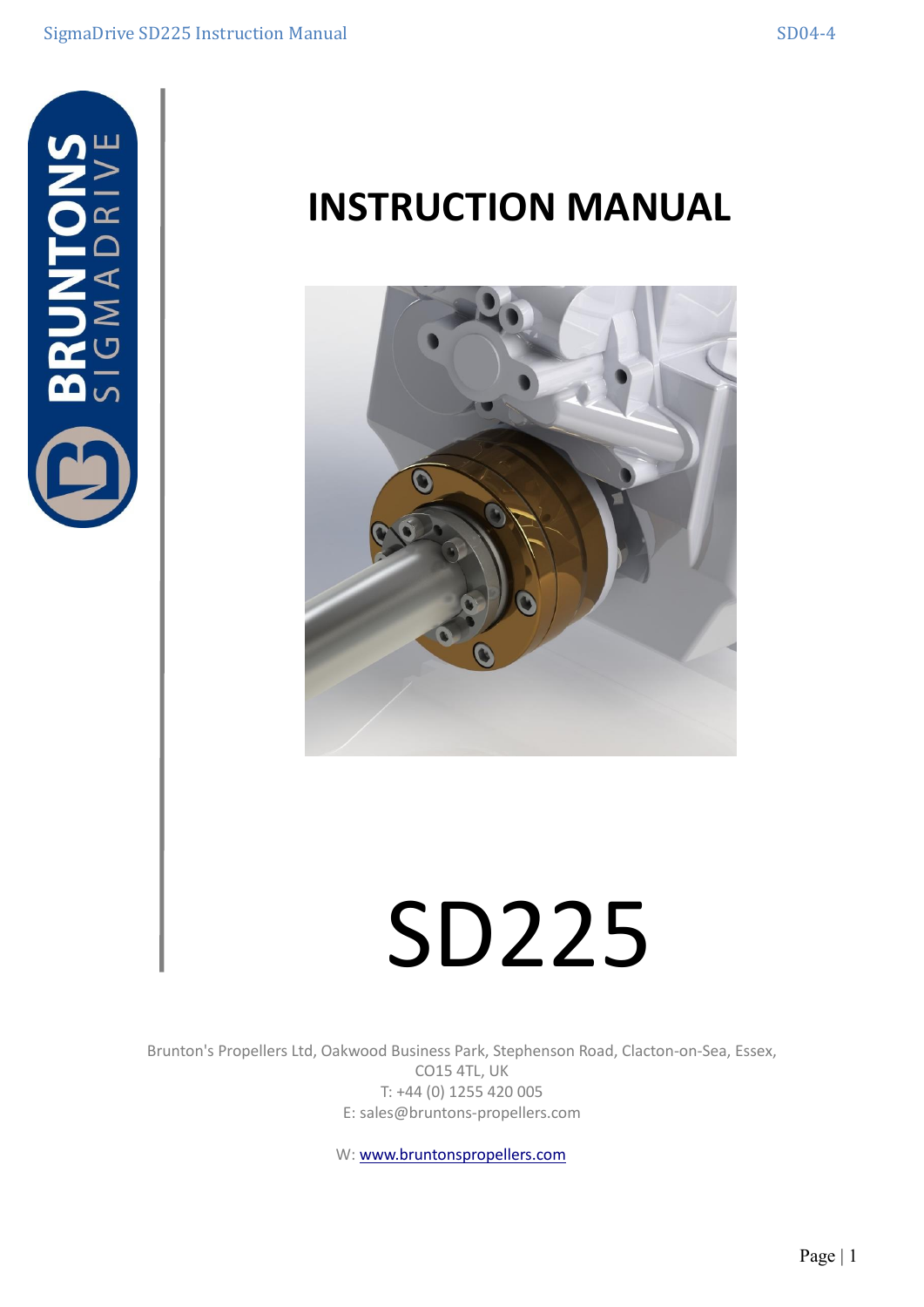# INSTRUCTION MANUAL

# SD225

Brunton's Propellers Ltd, Oakwood Business Park, Stephenson Road, Clacton-on-Sea, Essex, CO15 4TL, UK
T: +44 (0) 1255 420 005
E: sales@bruntons-propellers.com

W: [www.bruntonspropellers.com](http://www.bruntonspropellers.com)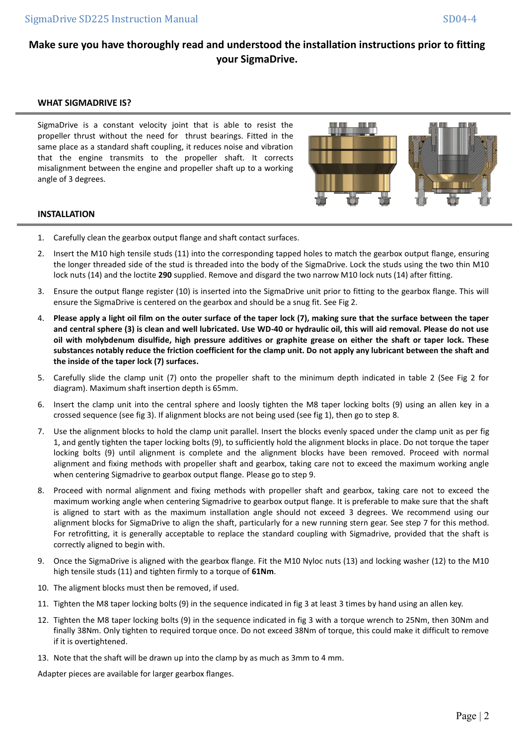**Make sure you have thoroughly read and understood the installation instructions prior to fitting your SigmaDrive.**

## WHAT SIGMADRIVE IS?

SigmaDrive is a constant velocity joint that is able to resist the propeller thrust without the need for thrust bearings. Fitted in the same place as a standard shaft coupling, it reduces noise and vibration that the engine transmits to the propeller shaft. It corrects misalignment between the engine and propeller shaft up to a working angle of 3 degrees.

## INSTALLATION

1. Carefully clean the gearbox output flange and shaft contact surfaces.
2. Insert the M10 high tensile studs (11) into the corresponding tapped holes to match the gearbox output flange, ensuring the longer threaded side of the stud is threaded into the body of the SigmaDrive. Lock the studs using the two thin M10 lock nuts (14) and the loctite **290** supplied. Remove and disgard the two narrow M10 lock nuts (14) after fitting.
3. Ensure the output flange register (10) is inserted into the SigmaDrive unit prior to fitting to the gearbox flange. This will ensure the SigmaDrive is centered on the gearbox and should be a snug fit. See Fig 2.
4. **Please apply a light oil film on the outer surface of the taper lock (7), making sure that the surface between the taper and central sphere (3) is clean and well lubricated. Use WD-40 or hydraulic oil, this will aid removal. Please do not use oil with molybdenum disulfide, high pressure additives or graphite grease on either the shaft or taper lock. These substances notably reduce the friction coefficient for the clamp unit. Do not apply any lubricant between the shaft and the inside of the taper lock (7) surfaces.**
5. Carefully slide the clamp unit (7) onto the propeller shaft to the minimum depth indicated in table 2 (See Fig 2 for diagram). Maximum shaft insertion depth is 65mm.
6. Insert the clamp unit into the central sphere and loosly tighten the M8 taper locking bolts (9) using an allen key in a crossed sequence (see fig 3). If alignment blocks are not being used (see fig 1), then go to step 8.
7. Use the alignment blocks to hold the clamp unit parallel. Insert the blocks evenly spaced under the clamp unit as per fig 1, and gently tighten the taper locking bolts (9), to sufficiently hold the alignment blocks in place. Do not torque the taper locking bolts (9) until alignment is complete and the alignment blocks have been removed. Proceed with normal alignment and fixing methods with propeller shaft and gearbox, taking care not to exceed the maximum working angle when centering Sigmadrive to gearbox output flange. Please go to step 9.
8. Proceed with normal alignment and fixing methods with propeller shaft and gearbox, taking care not to exceed the maximum working angle when centering Sigmadrive to gearbox output flange. It is preferable to make sure that the shaft is aligned to start with as the maximum installation angle should not exceed 3 degrees. We recommend using our alignment blocks for SigmaDrive to align the shaft, particularly for a new running stern gear. See step 7 for this method. For retrofitting, it is generally acceptable to replace the standard coupling with Sigmadrive, provided that the shaft is correctly aligned to begin with.
9. Once the SigmaDrive is aligned with the gearbox flange. Fit the M10 Nyloc nuts (13) and locking washer (12) to the M10 high tensile studs (11) and tighten firmly to a torque of **61Nm**.
10. The aligment blocks must then be removed, if used.
11. Tighten the M8 taper locking bolts (9) in the sequence indicated in fig 3 at least 3 times by hand using an allen key.
12. Tighten the M8 taper locking bolts (9) in the sequence indicated in fig 3 with a torque wrench to 25Nm, then 30Nm and finally 38Nm. Only tighten to required torque once. Do not exceed 38Nm of torque, this could make it difficult to remove if it is overtightened.
13. Note that the shaft will be drawn up into the clamp by as much as 3mm to 4 mm.

Adapter pieces are available for larger gearbox flanges.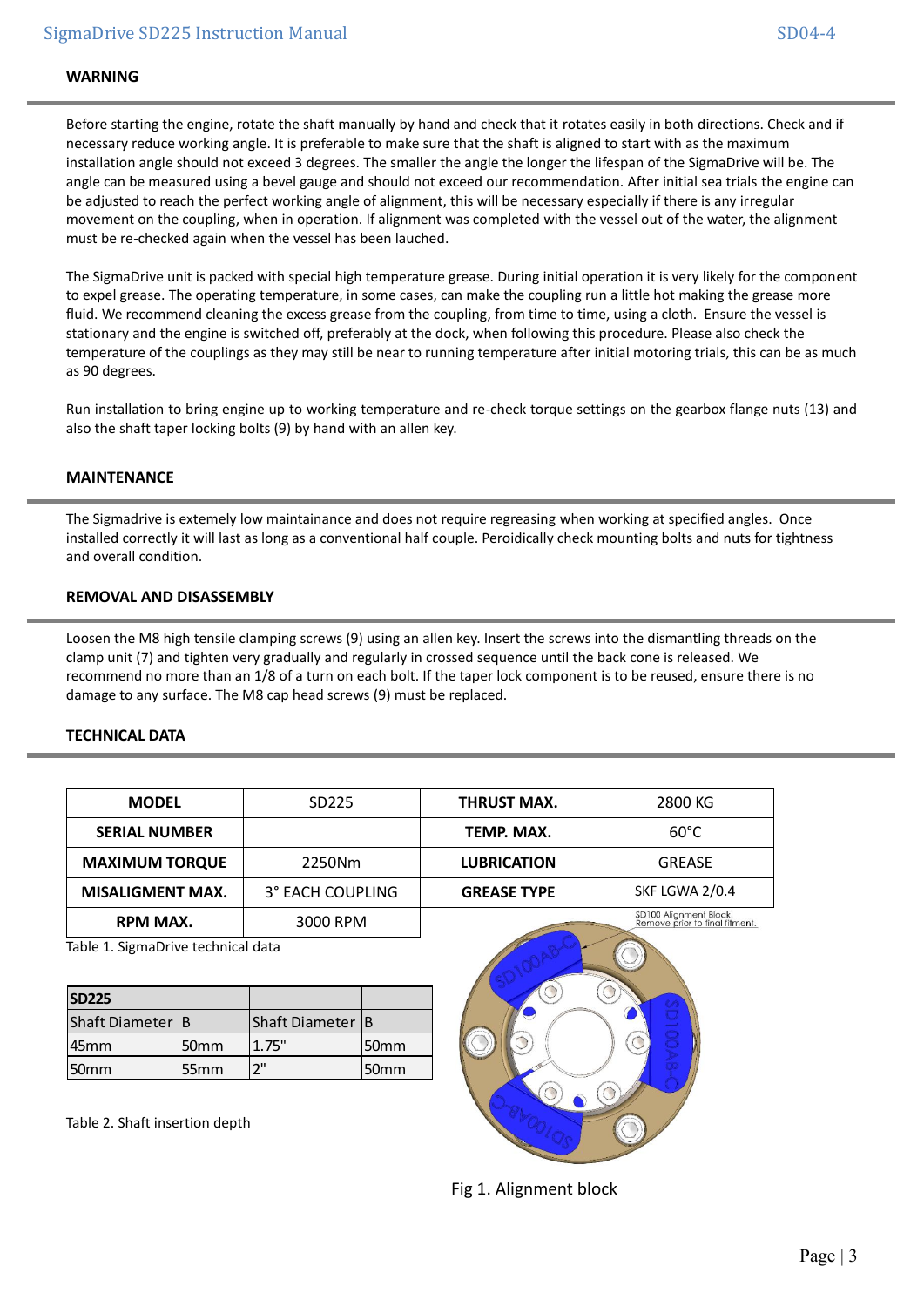## WARNING

Before starting the engine, rotate the shaft manually by hand and check that it rotates easily in both directions. Check and if necessary reduce working angle. It is preferable to make sure that the shaft is aligned to start with as the maximum installation angle should not exceed 3 degrees. The smaller the angle the longer the lifespan of the SigmaDrive will be. The angle can be measured using a bevel gauge and should not exceed our recommendation. After initial sea trials the engine can be adjusted to reach the perfect working angle of alignment, this will be necessary especially if there is any irregular movement on the coupling, when in operation. If alignment was completed with the vessel out of the water, the alignment must be re-checked again when the vessel has been lauched.

The SigmaDrive unit is packed with special high temperature grease. During initial operation it is very likely for the component to expel grease. The operating temperature, in some cases, can make the coupling run a little hot making the grease more fluid. We recommend cleaning the excess grease from the coupling, from time to time, using a cloth. Ensure the vessel is stationary and the engine is switched off, preferably at the dock, when following this procedure. Please also check the temperature of the couplings as they may still be near to running temperature after initial motoring trials, this can be as much as 90 degrees.

Run installation to bring engine up to working temperature and re-check torque settings on the gearbox flange nuts (13) and also the shaft taper locking bolts (9) by hand with an allen key.

## MAINTENANCE

The Sigmadrive is extemely low maintainance and does not require regreasing when working at specified angles. Once installed correctly it will last as long as a conventional half couple. Peroidically check mounting bolts and nuts for tightness and overall condition.

## REMOVAL AND DISASSEMBLY

Loosen the M8 high tensile clamping screws (9) using an allen key. Insert the screws into the dismantling threads on the clamp unit (7) and tighten very gradually and regularly in crossed sequence until the back cone is released. We recommend no more than an 1/8 of a turn on each bolt. If the taper lock component is to be reused, ensure there is no damage to any surface. The M8 cap head screws (9) must be replaced.

## TECHNICAL DATA

| MODEL | SD225 | THRUST MAX. | 2800 KG |
|---|---|---|---|
| SERIAL NUMBER | | TEMP. MAX. | 60°C |
| MAXIMUM TORQUE | 2250Nm | LUBRICATION | GREASE |
| MISALIGMENT MAX. | 3° EACH COUPLING | GREASE TYPE | SKF LGWA 2/0.4 |
| RPM MAX. | 3000 RPM | | |

Table 1. SigmaDrive technical data

| SD225 | | | |
|---|---|---|---|
| Shaft Diameter | B | Shaft Diameter | B |
| 45mm | 50mm | 1.75" | 50mm |
| 50mm | 55mm | 2" | 50mm |

Table 2. Shaft insertion depth

SD100 Alignment Block.
Remove prior to final fitment.

SD100AB-C

Fig 1. Alignment block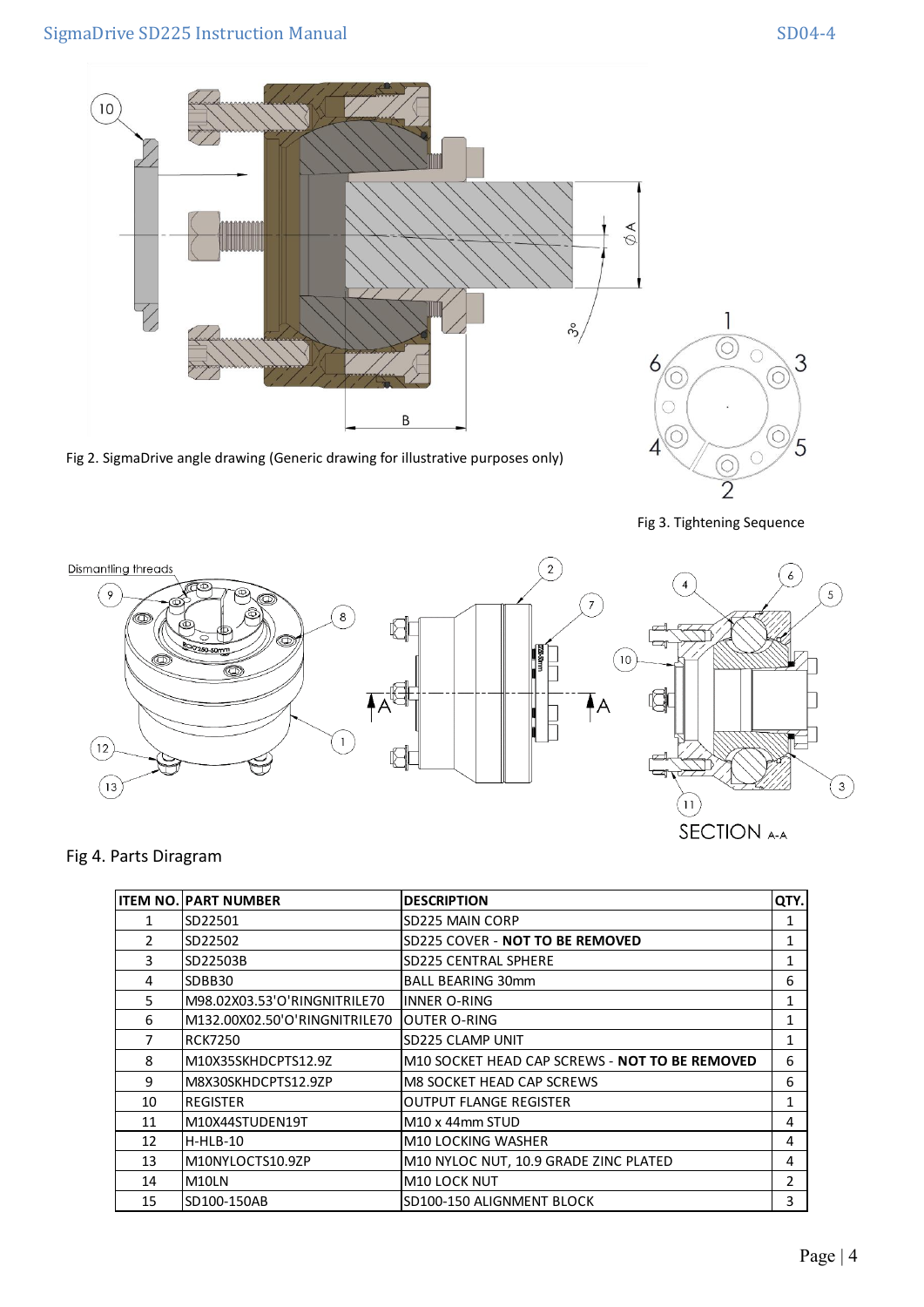Fig 2. SigmaDrive angle drawing (Generic drawing for illustrative purposes only)

Fig 3. Tightening Sequence

Fig 4. Parts Diragram

| ITEM NO. | PART NUMBER | DESCRIPTION | QTY. |
|---|---|---|---|
| 1 | SD22501 | SD225 MAIN CORP | 1 |
| 2 | SD22502 | SD225 COVER - **NOT TO BE REMOVED** | 1 |
| 3 | SD22503B | SD225 CENTRAL SPHERE | 1 |
| 4 | SDBB30 | BALL BEARING 30mm | 6 |
| 5 | M98.02X03.53'O'RINGNITRILE70 | INNER O-RING | 1 |
| 6 | M132.00X02.50'O'RINGNITRILE70 | OUTER O-RING | 1 |
| 7 | RCK7250 | SD225 CLAMP UNIT | 1 |
| 8 | M10X35SKHDCPTS12.9Z | M10 SOCKET HEAD CAP SCREWS - **NOT TO BE REMOVED** | 6 |
| 9 | M8X30SKHDCPTS12.9ZP | M8 SOCKET HEAD CAP SCREWS | 6 |
| 10 | REGISTER | OUTPUT FLANGE REGISTER | 1 |
| 11 | M10X44STUDEN19T | M10 x 44mm STUD | 4 |
| 12 | H-HLB-10 | M10 LOCKING WASHER | 4 |
| 13 | M10NYLOCTS10.9ZP | M10 NYLOC NUT, 10.9 GRADE ZINC PLATED | 4 |
| 14 | M10LN | M10 LOCK NUT | 2 |
| 15 | SD100-150AB | SD100-150 ALIGNMENT BLOCK | 3 |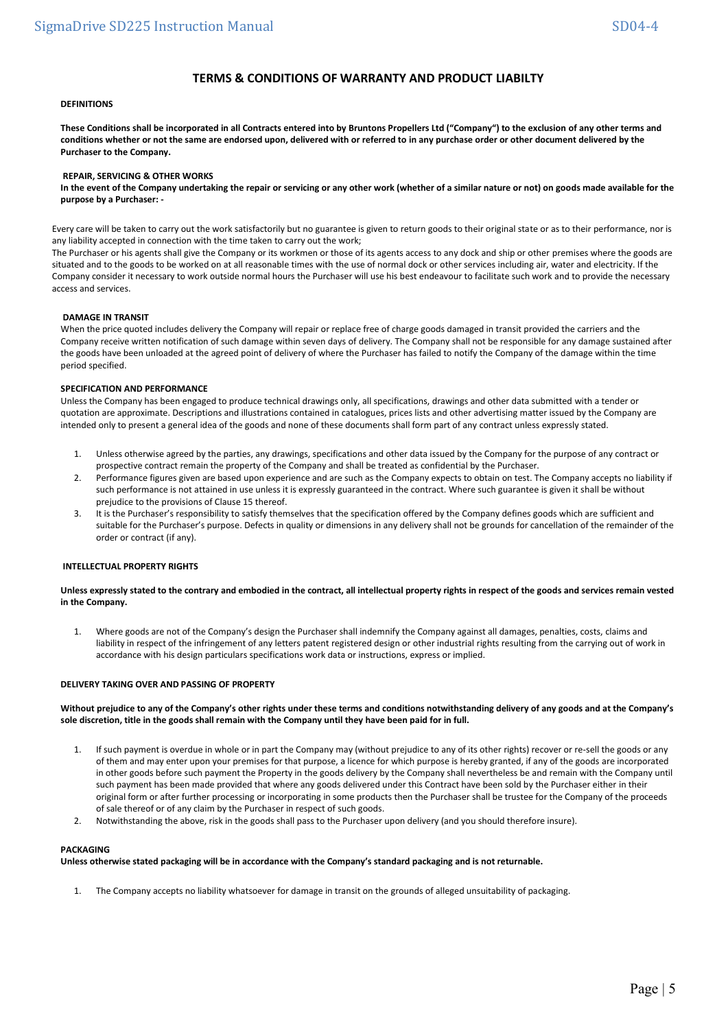# TERMS & CONDITIONS OF WARRANTY AND PRODUCT LIABILTY

### DEFINITIONS

**These Conditions shall be incorporated in all Contracts entered into by Bruntons Propellers Ltd ("Company") to the exclusion of any other terms and conditions whether or not the same are endorsed upon, delivered with or referred to in any purchase order or other document delivered by the Purchaser to the Company.**

### REPAIR, SERVICING & OTHER WORKS

**In the event of the Company undertaking the repair or servicing or any other work (whether of a similar nature or not) on goods made available for the purpose by a Purchaser: -**

Every care will be taken to carry out the work satisfactorily but no guarantee is given to return goods to their original state or as to their performance, nor is any liability accepted in connection with the time taken to carry out the work;

The Purchaser or his agents shall give the Company or its workmen or those of its agents access to any dock and ship or other premises where the goods are situated and to the goods to be worked on at all reasonable times with the use of normal dock or other services including air, water and electricity. If the Company consider it necessary to work outside normal hours the Purchaser will use his best endeavour to facilitate such work and to provide the necessary access and services.

### DAMAGE IN TRANSIT

When the price quoted includes delivery the Company will repair or replace free of charge goods damaged in transit provided the carriers and the Company receive written notification of such damage within seven days of delivery. The Company shall not be responsible for any damage sustained after the goods have been unloaded at the agreed point of delivery of where the Purchaser has failed to notify the Company of the damage within the time period specified.

### SPECIFICATION AND PERFORMANCE

Unless the Company has been engaged to produce technical drawings only, all specifications, drawings and other data submitted with a tender or quotation are approximate. Descriptions and illustrations contained in catalogues, prices lists and other advertising matter issued by the Company are intended only to present a general idea of the goods and none of these documents shall form part of any contract unless expressly stated.

1. Unless otherwise agreed by the parties, any drawings, specifications and other data issued by the Company for the purpose of any contract or prospective contract remain the property of the Company and shall be treated as confidential by the Purchaser.
2. Performance figures given are based upon experience and are such as the Company expects to obtain on test. The Company accepts no liability if such performance is not attained in use unless it is expressly guaranteed in the contract. Where such guarantee is given it shall be without prejudice to the provisions of Clause 15 thereof.
3. It is the Purchaser's responsibility to satisfy themselves that the specification offered by the Company defines goods which are sufficient and suitable for the Purchaser's purpose. Defects in quality or dimensions in any delivery shall not be grounds for cancellation of the remainder of the order or contract (if any).

### INTELLECTUAL PROPERTY RIGHTS

**Unless expressly stated to the contrary and embodied in the contract, all intellectual property rights in respect of the goods and services remain vested in the Company.**

1. Where goods are not of the Company's design the Purchaser shall indemnify the Company against all damages, penalties, costs, claims and liability in respect of the infringement of any letters patent registered design or other industrial rights resulting from the carrying out of work in accordance with his design particulars specifications work data or instructions, express or implied.

### DELIVERY TAKING OVER AND PASSING OF PROPERTY

**Without prejudice to any of the Company's other rights under these terms and conditions notwithstanding delivery of any goods and at the Company's sole discretion, title in the goods shall remain with the Company until they have been paid for in full.**

1. If such payment is overdue in whole or in part the Company may (without prejudice to any of its other rights) recover or re-sell the goods or any of them and may enter upon your premises for that purpose, a licence for which purpose is hereby granted, if any of the goods are incorporated in other goods before such payment the Property in the goods delivery by the Company shall nevertheless be and remain with the Company until such payment has been made provided that where any goods delivered under this Contract have been sold by the Purchaser either in their original form or after further processing or incorporating in some products then the Purchaser shall be trustee for the Company of the proceeds of sale thereof or of any claim by the Purchaser in respect of such goods.
2. Notwithstanding the above, risk in the goods shall pass to the Purchaser upon delivery (and you should therefore insure).

### PACKAGING

**Unless otherwise stated packaging will be in accordance with the Company's standard packaging and is not returnable.**

1. The Company accepts no liability whatsoever for damage in transit on the grounds of alleged unsuitability of packaging.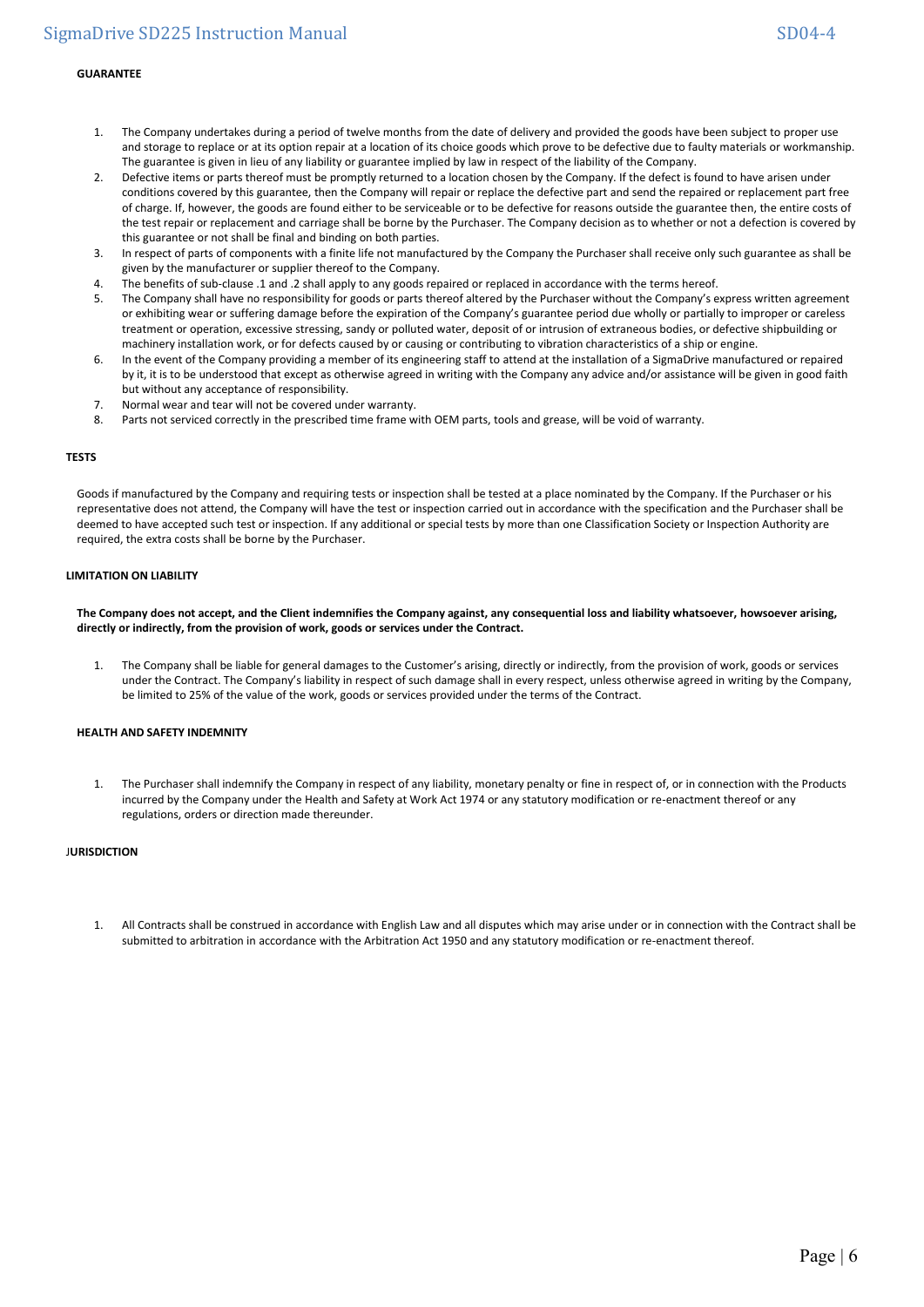## GUARANTEE

1. The Company undertakes during a period of twelve months from the date of delivery and provided the goods have been subject to proper use and storage to replace or at its option repair at a location of its choice goods which prove to be defective due to faulty materials or workmanship. The guarantee is given in lieu of any liability or guarantee implied by law in respect of the liability of the Company.
2. Defective items or parts thereof must be promptly returned to a location chosen by the Company. If the defect is found to have arisen under conditions covered by this guarantee, then the Company will repair or replace the defective part and send the repaired or replacement part free of charge. If, however, the goods are found either to be serviceable or to be defective for reasons outside the guarantee then, the entire costs of the test repair or replacement and carriage shall be borne by the Purchaser. The Company decision as to whether or not a defection is covered by this guarantee or not shall be final and binding on both parties.
3. In respect of parts of components with a finite life not manufactured by the Company the Purchaser shall receive only such guarantee as shall be given by the manufacturer or supplier thereof to the Company.
4. The benefits of sub-clause .1 and .2 shall apply to any goods repaired or replaced in accordance with the terms hereof.
5. The Company shall have no responsibility for goods or parts thereof altered by the Purchaser without the Company's express written agreement or exhibiting wear or suffering damage before the expiration of the Company's guarantee period due wholly or partially to improper or careless treatment or operation, excessive stressing, sandy or polluted water, deposit of or intrusion of extraneous bodies, or defective shipbuilding or machinery installation work, or for defects caused by or causing or contributing to vibration characteristics of a ship or engine.
6. In the event of the Company providing a member of its engineering staff to attend at the installation of a SigmaDrive manufactured or repaired by it, it is to be understood that except as otherwise agreed in writing with the Company any advice and/or assistance will be given in good faith but without any acceptance of responsibility.
7. Normal wear and tear will not be covered under warranty.
8. Parts not serviced correctly in the prescribed time frame with OEM parts, tools and grease, will be void of warranty.

## TESTS

Goods if manufactured by the Company and requiring tests or inspection shall be tested at a place nominated by the Company. If the Purchaser or his representative does not attend, the Company will have the test or inspection carried out in accordance with the specification and the Purchaser shall be deemed to have accepted such test or inspection. If any additional or special tests by more than one Classification Society or Inspection Authority are required, the extra costs shall be borne by the Purchaser.

## LIMITATION ON LIABILITY

**The Company does not accept, and the Client indemnifies the Company against, any consequential loss and liability whatsoever, howsoever arising, directly or indirectly, from the provision of work, goods or services under the Contract.**

1. The Company shall be liable for general damages to the Customer's arising, directly or indirectly, from the provision of work, goods or services under the Contract. The Company's liability in respect of such damage shall in every respect, unless otherwise agreed in writing by the Company, be limited to 25% of the value of the work, goods or services provided under the terms of the Contract.

## HEALTH AND SAFETY INDEMNITY

1. The Purchaser shall indemnify the Company in respect of any liability, monetary penalty or fine in respect of, or in connection with the Products incurred by the Company under the Health and Safety at Work Act 1974 or any statutory modification or re-enactment thereof or any regulations, orders or direction made thereunder.

## JURISDICTION

1. All Contracts shall be construed in accordance with English Law and all disputes which may arise under or in connection with the Contract shall be submitted to arbitration in accordance with the Arbitration Act 1950 and any statutory modification or re-enactment thereof.